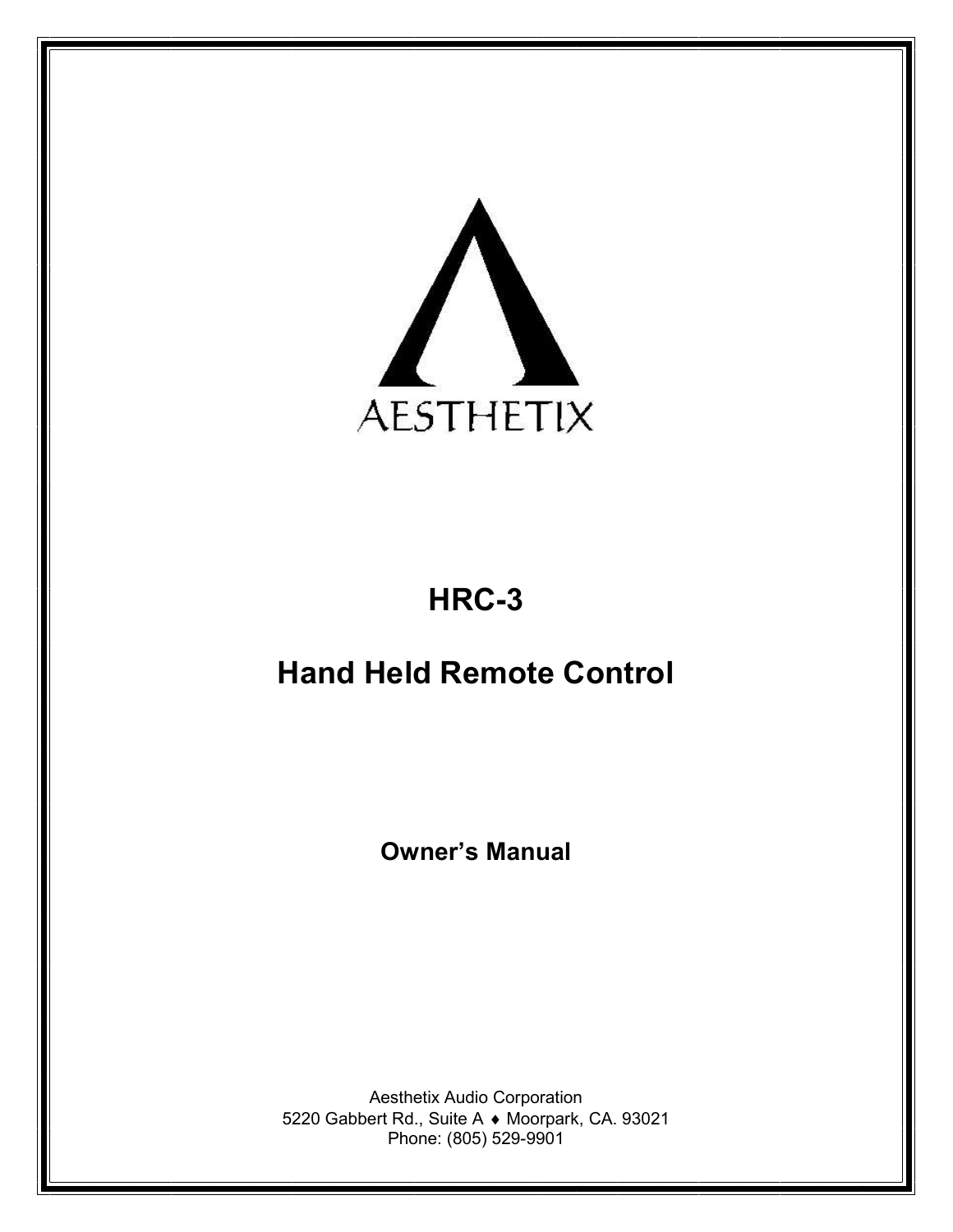AESTHETIX

# HRC-3

# Hand Held Remote Control

## Owner's Manual

Aesthetix Audio Corporation
5220 Gabbert Rd., Suite A ♦ Moorpark, CA. 93021
Phone: (805) 529-9901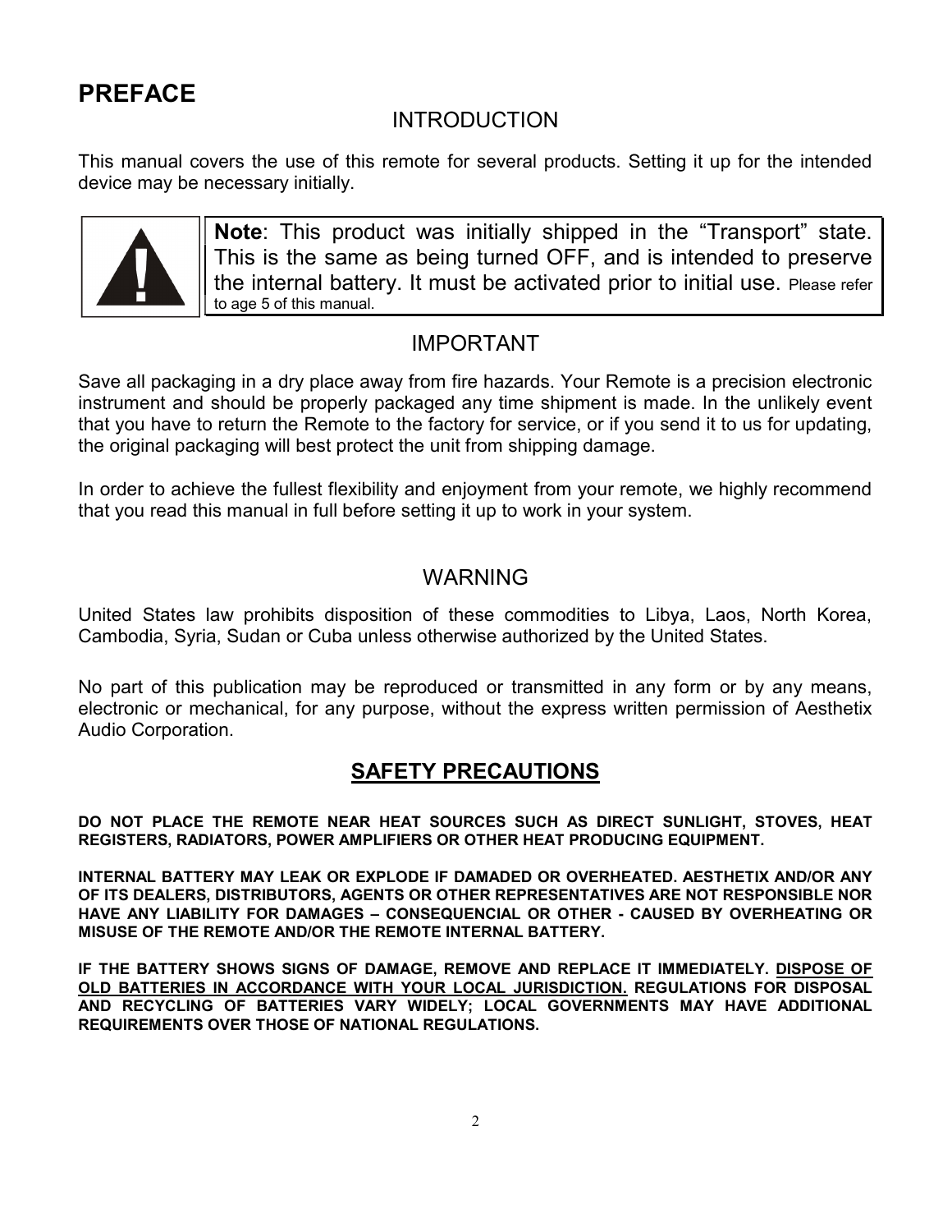# PREFACE

## INTRODUCTION

This manual covers the use of this remote for several products. Setting it up for the intended device may be necessary initially.

> **Note**: This product was initially shipped in the "Transport" state. This is the same as being turned OFF, and is intended to preserve the internal battery. It must be activated prior to initial use. Please refer to age 5 of this manual.

## IMPORTANT

Save all packaging in a dry place away from fire hazards. Your Remote is a precision electronic instrument and should be properly packaged any time shipment is made. In the unlikely event that you have to return the Remote to the factory for service, or if you send it to us for updating, the original packaging will best protect the unit from shipping damage.

In order to achieve the fullest flexibility and enjoyment from your remote, we highly recommend that you read this manual in full before setting it up to work in your system.

## WARNING

United States law prohibits disposition of these commodities to Libya, Laos, North Korea, Cambodia, Syria, Sudan or Cuba unless otherwise authorized by the United States.

No part of this publication may be reproduced or transmitted in any form or by any means, electronic or mechanical, for any purpose, without the express written permission of Aesthetix Audio Corporation.

## SAFETY PRECAUTIONS

**DO NOT PLACE THE REMOTE NEAR HEAT SOURCES SUCH AS DIRECT SUNLIGHT, STOVES, HEAT REGISTERS, RADIATORS, POWER AMPLIFIERS OR OTHER HEAT PRODUCING EQUIPMENT.**

**INTERNAL BATTERY MAY LEAK OR EXPLODE IF DAMADED OR OVERHEATED. AESTHETIX AND/OR ANY OF ITS DEALERS, DISTRIBUTORS, AGENTS OR OTHER REPRESENTATIVES ARE NOT RESPONSIBLE NOR HAVE ANY LIABILITY FOR DAMAGES – CONSEQUENCIAL OR OTHER - CAUSED BY OVERHEATING OR MISUSE OF THE REMOTE AND/OR THE REMOTE INTERNAL BATTERY.**

**IF THE BATTERY SHOWS SIGNS OF DAMAGE, REMOVE AND REPLACE IT IMMEDIATELY. <u>DISPOSE OF OLD BATTERIES IN ACCORDANCE WITH YOUR LOCAL JURISDICTION.</u> REGULATIONS FOR DISPOSAL AND RECYCLING OF BATTERIES VARY WIDELY; LOCAL GOVERNMENTS MAY HAVE ADDITIONAL REQUIREMENTS OVER THOSE OF NATIONAL REGULATIONS.**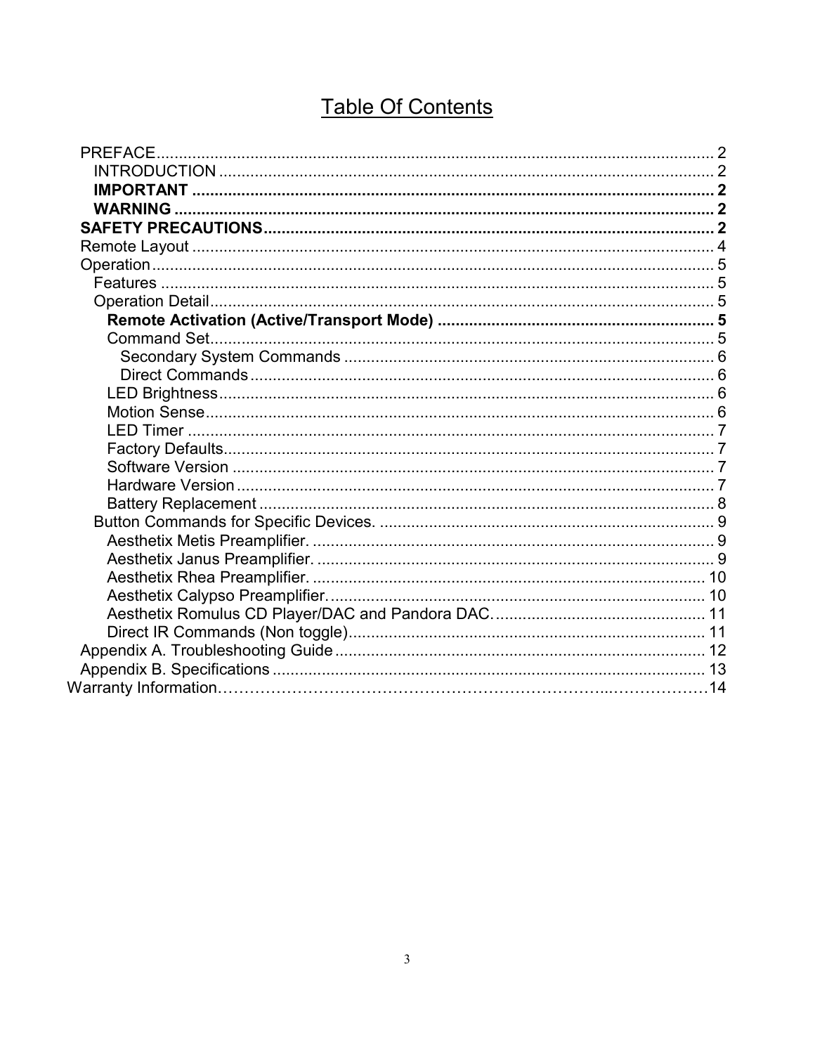# Table Of Contents

- PREFACE ..... 2
  - INTRODUCTION ..... 2
  - **IMPORTANT ..... 2**
  - **WARNING ..... 2**
- **SAFETY PRECAUTIONS ..... 2**
- Remote Layout ..... 4
- Operation ..... 5
  - Features ..... 5
  - Operation Detail ..... 5
    - **Remote Activation (Active/Transport Mode) ..... 5**
    - Command Set ..... 5
      - Secondary System Commands ..... 6
      - Direct Commands ..... 6
    - LED Brightness ..... 6
    - Motion Sense ..... 6
    - LED Timer ..... 7
    - Factory Defaults ..... 7
    - Software Version ..... 7
    - Hardware Version ..... 7
    - Battery Replacement ..... 8
  - Button Commands for Specific Devices. ..... 9
    - Aesthetix Metis Preamplifier. ..... 9
    - Aesthetix Janus Preamplifier. ..... 9
    - Aesthetix Rhea Preamplifier. ..... 10
    - Aesthetix Calypso Preamplifier. ..... 10
    - Aesthetix Romulus CD Player/DAC and Pandora DAC. ..... 11
    - Direct IR Commands (Non toggle) ..... 11
- Appendix A. Troubleshooting Guide ..... 12
- Appendix B. Specifications ..... 13

Warranty Information ..... 14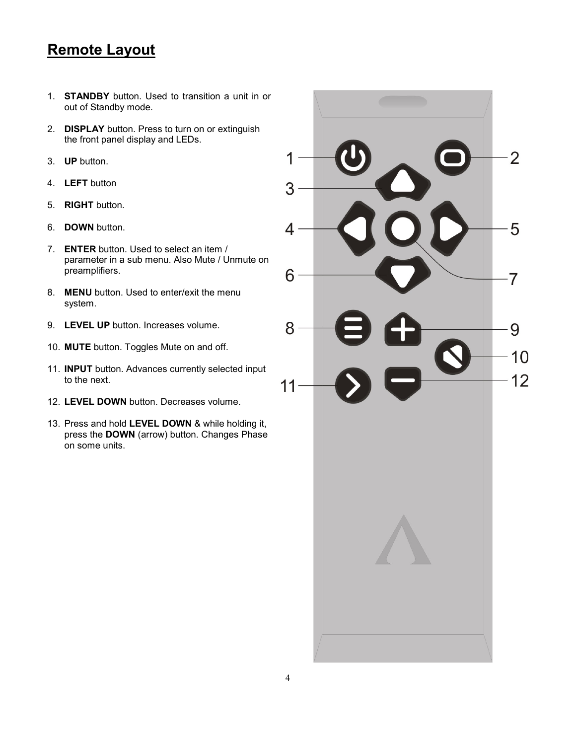## Remote Layout

1. **STANDBY** button. Used to transition a unit in or out of Standby mode.
2. **DISPLAY** button. Press to turn on or extinguish the front panel display and LEDs.
3. **UP** button.
4. **LEFT** button
5. **RIGHT** button.
6. **DOWN** button.
7. **ENTER** button. Used to select an item / parameter in a sub menu. Also Mute / Unmute on preamplifiers.
8. **MENU** button. Used to enter/exit the menu system.
9. **LEVEL UP** button. Increases volume.
10. **MUTE** button. Toggles Mute on and off.
11. **INPUT** button. Advances currently selected input to the next.
12. **LEVEL DOWN** button. Decreases volume.
13. Press and hold **LEVEL DOWN** & while holding it, press the **DOWN** (arrow) button. Changes Phase on some units.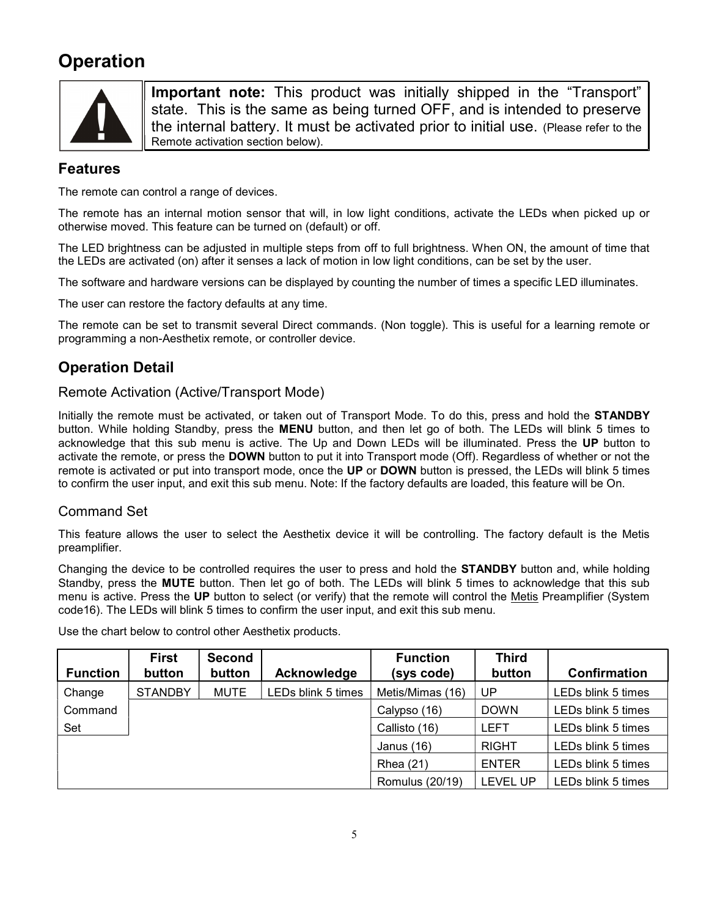# Operation

> **Important note:** This product was initially shipped in the "Transport" state. This is the same as being turned OFF, and is intended to preserve the internal battery. It must be activated prior to initial use. (Please refer to the Remote activation section below).

## Features

The remote can control a range of devices.

The remote has an internal motion sensor that will, in low light conditions, activate the LEDs when picked up or otherwise moved. This feature can be turned on (default) or off.

The LED brightness can be adjusted in multiple steps from off to full brightness. When ON, the amount of time that the LEDs are activated (on) after it senses a lack of motion in low light conditions, can be set by the user.

The software and hardware versions can be displayed by counting the number of times a specific LED illuminates.

The user can restore the factory defaults at any time.

The remote can be set to transmit several Direct commands. (Non toggle). This is useful for a learning remote or programming a non-Aesthetix remote, or controller device.

## Operation Detail

### Remote Activation (Active/Transport Mode)

Initially the remote must be activated, or taken out of Transport Mode. To do this, press and hold the **STANDBY** button. While holding Standby, press the **MENU** button, and then let go of both. The LEDs will blink 5 times to acknowledge that this sub menu is active. The Up and Down LEDs will be illuminated. Press the **UP** button to activate the remote, or press the **DOWN** button to put it into Transport mode (Off). Regardless of whether or not the remote is activated or put into transport mode, once the **UP** or **DOWN** button is pressed, the LEDs will blink 5 times to confirm the user input, and exit this sub menu. Note: If the factory defaults are loaded, this feature will be On.

### Command Set

This feature allows the user to select the Aesthetix device it will be controlling. The factory default is the Metis preamplifier.

Changing the device to be controlled requires the user to press and hold the **STANDBY** button and, while holding Standby, press the **MUTE** button. Then let go of both. The LEDs will blink 5 times to acknowledge that this sub menu is active. Press the **UP** button to select (or verify) that the remote will control the Metis Preamplifier (System code16). The LEDs will blink 5 times to confirm the user input, and exit this sub menu.

Use the chart below to control other Aesthetix products.

| Function | First button | Second button | Acknowledge | Function (sys code) | Third button | Confirmation |
|---|---|---|---|---|---|---|
| Change Command Set | STANDBY | MUTE | LEDs blink 5 times | Metis/Mimas (16) | UP | LEDs blink 5 times |
| | | | | Calypso (16) | DOWN | LEDs blink 5 times |
| | | | | Callisto (16) | LEFT | LEDs blink 5 times |
| | | | | Janus (16) | RIGHT | LEDs blink 5 times |
| | | | | Rhea (21) | ENTER | LEDs blink 5 times |
| | | | | Romulus (20/19) | LEVEL UP | LEDs blink 5 times |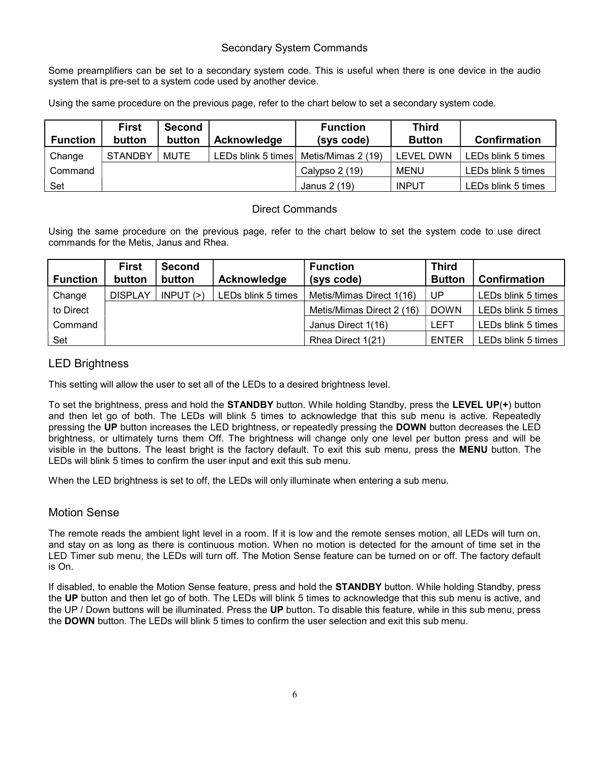## Secondary System Commands

Some preamplifiers can be set to a secondary system code. This is useful when there is one device in the audio system that is pre-set to a system code used by another device.

Using the same procedure on the previous page, refer to the chart below to set a secondary system code.

| Function | First button | Second button | Acknowledge | Function (sys code) | Third Button | Confirmation |
|---|---|---|---|---|---|---|
| Change | STANDBY | MUTE | LEDs blink 5 times | Metis/Mimas 2 (19) | LEVEL DWN | LEDs blink 5 times |
| Command | | | | Calypso 2 (19) | MENU | LEDs blink 5 times |
| Set | | | | Janus 2 (19) | INPUT | LEDs blink 5 times |

## Direct Commands

Using the same procedure on the previous page, refer to the chart below to set the system code to use direct commands for the Metis, Janus and Rhea.

| Function | First button | Second button | Acknowledge | Function (sys code) | Third Button | Confirmation |
|---|---|---|---|---|---|---|
| Change | DISPLAY | INPUT (>) | LEDs blink 5 times | Metis/Mimas Direct 1(16) | UP | LEDs blink 5 times |
| to Direct | | | | Metis/Mimas Direct 2 (16) | DOWN | LEDs blink 5 times |
| Command | | | | Janus Direct 1(16) | LEFT | LEDs blink 5 times |
| Set | | | | Rhea Direct 1(21) | ENTER | LEDs blink 5 times |

## LED Brightness

This setting will allow the user to set all of the LEDs to a desired brightness level.

To set the brightness, press and hold the **STANDBY** button. While holding Standby, press the **LEVEL UP**(**+**) button and then let go of both. The LEDs will blink 5 times to acknowledge that this sub menu is active. Repeatedly pressing the **UP** button increases the LED brightness, or repeatedly pressing the **DOWN** button decreases the LED brightness, or ultimately turns them Off. The brightness will change only one level per button press and will be visible in the buttons. The least bright is the factory default. To exit this sub menu, press the **MENU** button. The LEDs will blink 5 times to confirm the user input and exit this sub menu.

When the LED brightness is set to off, the LEDs will only illuminate when entering a sub menu.

## Motion Sense

The remote reads the ambient light level in a room. If it is low and the remote senses motion, all LEDs will turn on, and stay on as long as there is continuous motion. When no motion is detected for the amount of time set in the LED Timer sub menu, the LEDs will turn off. The Motion Sense feature can be turned on or off. The factory default is On.

If disabled, to enable the Motion Sense feature, press and hold the **STANDBY** button. While holding Standby, press the **UP** button and then let go of both. The LEDs will blink 5 times to acknowledge that this sub menu is active, and the UP / Down buttons will be illuminated. Press the **UP** button. To disable this feature, while in this sub menu, press the **DOWN** button. The LEDs will blink 5 times to confirm the user selection and exit this sub menu.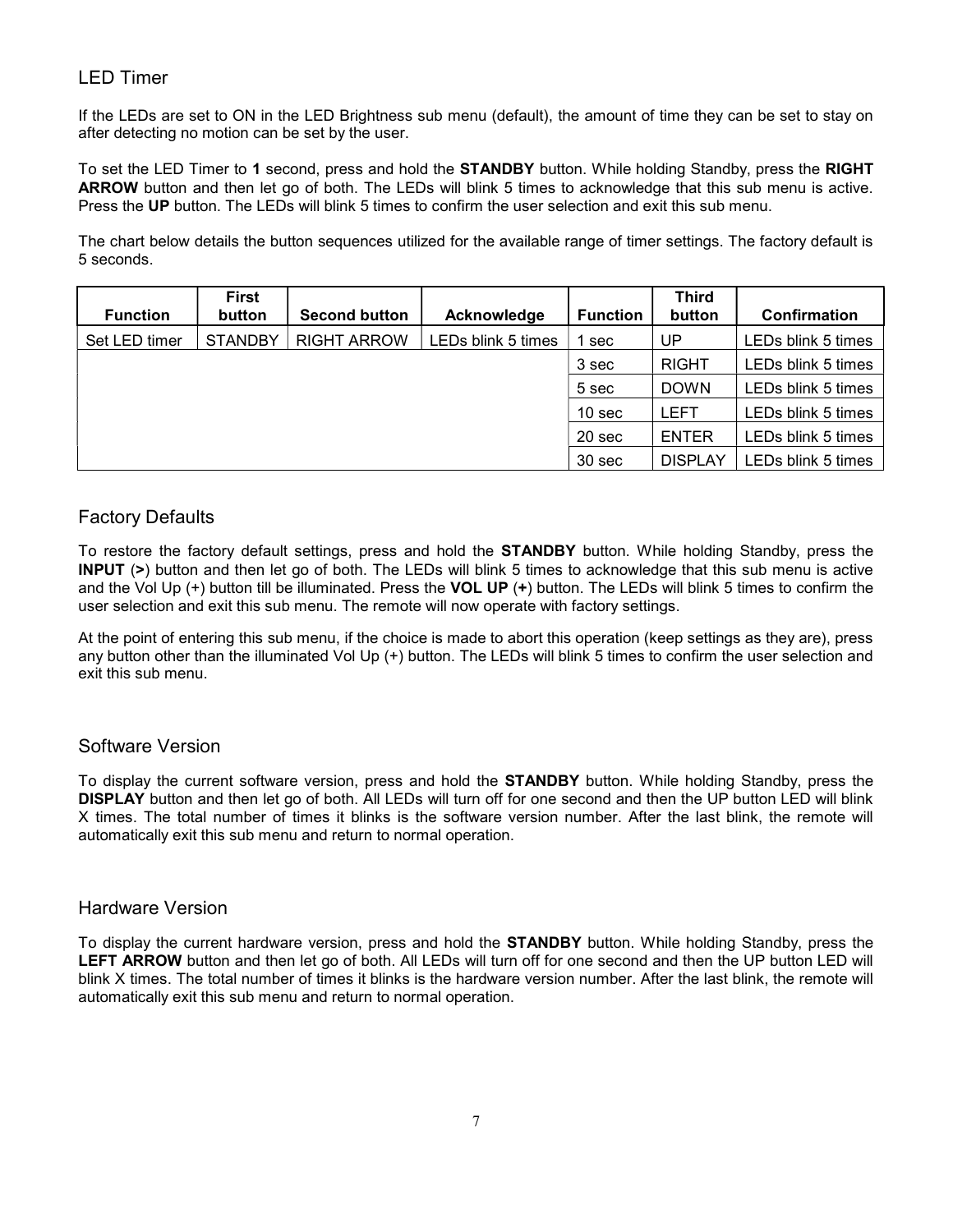## LED Timer

If the LEDs are set to ON in the LED Brightness sub menu (default), the amount of time they can be set to stay on after detecting no motion can be set by the user.

To set the LED Timer to **1** second, press and hold the **STANDBY** button. While holding Standby, press the **RIGHT ARROW** button and then let go of both. The LEDs will blink 5 times to acknowledge that this sub menu is active. Press the **UP** button. The LEDs will blink 5 times to confirm the user selection and exit this sub menu.

The chart below details the button sequences utilized for the available range of timer settings. The factory default is 5 seconds.

| Function | First button | Second button | Acknowledge | Function | Third button | Confirmation |
|---|---|---|---|---|---|---|
| Set LED timer | STANDBY | RIGHT ARROW | LEDs blink 5 times | 1 sec | UP | LEDs blink 5 times |
| | | | | 3 sec | RIGHT | LEDs blink 5 times |
| | | | | 5 sec | DOWN | LEDs blink 5 times |
| | | | | 10 sec | LEFT | LEDs blink 5 times |
| | | | | 20 sec | ENTER | LEDs blink 5 times |
| | | | | 30 sec | DISPLAY | LEDs blink 5 times |

## Factory Defaults

To restore the factory default settings, press and hold the **STANDBY** button. While holding Standby, press the **INPUT** (**>**) button and then let go of both. The LEDs will blink 5 times to acknowledge that this sub menu is active and the Vol Up (+) button till be illuminated. Press the **VOL UP** (**+**) button. The LEDs will blink 5 times to confirm the user selection and exit this sub menu. The remote will now operate with factory settings.

At the point of entering this sub menu, if the choice is made to abort this operation (keep settings as they are), press any button other than the illuminated Vol Up (+) button. The LEDs will blink 5 times to confirm the user selection and exit this sub menu.

## Software Version

To display the current software version, press and hold the **STANDBY** button. While holding Standby, press the **DISPLAY** button and then let go of both. All LEDs will turn off for one second and then the UP button LED will blink X times. The total number of times it blinks is the software version number. After the last blink, the remote will automatically exit this sub menu and return to normal operation.

## Hardware Version

To display the current hardware version, press and hold the **STANDBY** button. While holding Standby, press the **LEFT ARROW** button and then let go of both. All LEDs will turn off for one second and then the UP button LED will blink X times. The total number of times it blinks is the hardware version number. After the last blink, the remote will automatically exit this sub menu and return to normal operation.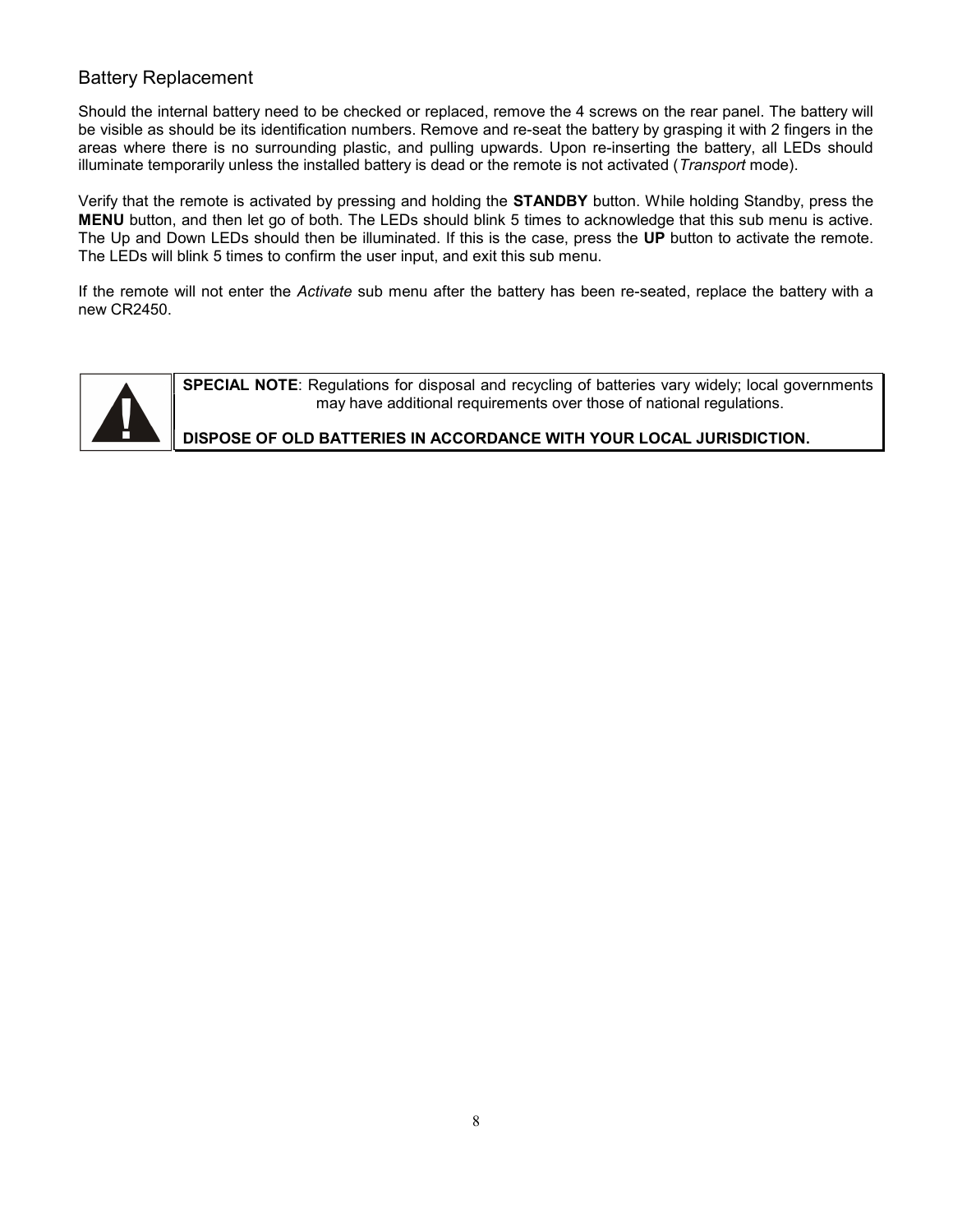## Battery Replacement

Should the internal battery need to be checked or replaced, remove the 4 screws on the rear panel. The battery will be visible as should be its identification numbers. Remove and re-seat the battery by grasping it with 2 fingers in the areas where there is no surrounding plastic, and pulling upwards. Upon re-inserting the battery, all LEDs should illuminate temporarily unless the installed battery is dead or the remote is not activated (*Transport* mode).

Verify that the remote is activated by pressing and holding the **STANDBY** button. While holding Standby, press the **MENU** button, and then let go of both. The LEDs should blink 5 times to acknowledge that this sub menu is active. The Up and Down LEDs should then be illuminated. If this is the case, press the **UP** button to activate the remote. The LEDs will blink 5 times to confirm the user input, and exit this sub menu.

If the remote will not enter the *Activate* sub menu after the battery has been re-seated, replace the battery with a new CR2450.

**SPECIAL NOTE**: Regulations for disposal and recycling of batteries vary widely; local governments may have additional requirements over those of national regulations.

**DISPOSE OF OLD BATTERIES IN ACCORDANCE WITH YOUR LOCAL JURISDICTION.**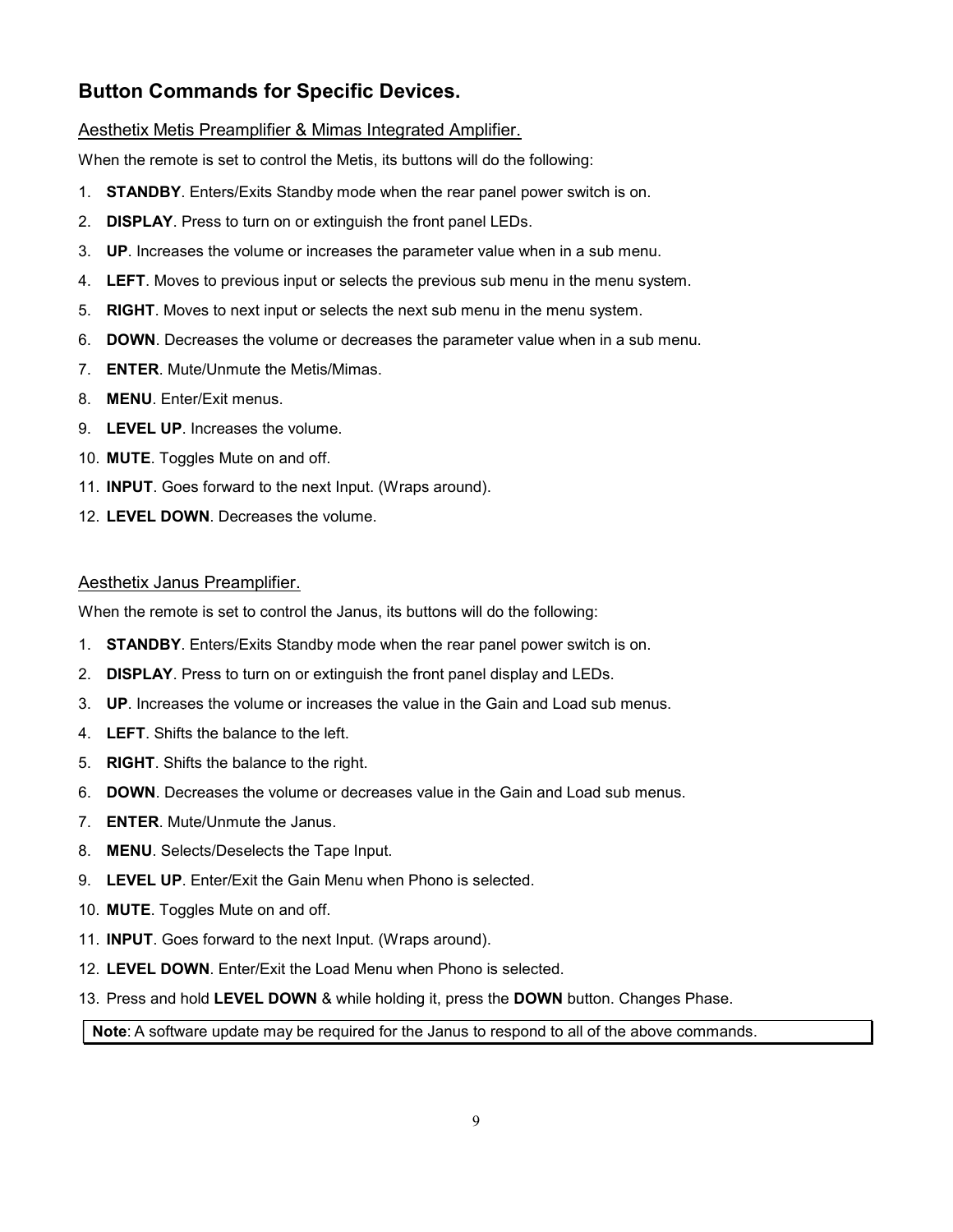## Button Commands for Specific Devices.

### Aesthetix Metis Preamplifier & Mimas Integrated Amplifier.

When the remote is set to control the Metis, its buttons will do the following:

1. **STANDBY**. Enters/Exits Standby mode when the rear panel power switch is on.
2. **DISPLAY**. Press to turn on or extinguish the front panel LEDs.
3. **UP**. Increases the volume or increases the parameter value when in a sub menu.
4. **LEFT**. Moves to previous input or selects the previous sub menu in the menu system.
5. **RIGHT**. Moves to next input or selects the next sub menu in the menu system.
6. **DOWN**. Decreases the volume or decreases the parameter value when in a sub menu.
7. **ENTER**. Mute/Unmute the Metis/Mimas.
8. **MENU**. Enter/Exit menus.
9. **LEVEL UP**. Increases the volume.
10. **MUTE**. Toggles Mute on and off.
11. **INPUT**. Goes forward to the next Input. (Wraps around).
12. **LEVEL DOWN**. Decreases the volume.

### Aesthetix Janus Preamplifier.

When the remote is set to control the Janus, its buttons will do the following:

1. **STANDBY**. Enters/Exits Standby mode when the rear panel power switch is on.
2. **DISPLAY**. Press to turn on or extinguish the front panel display and LEDs.
3. **UP**. Increases the volume or increases the value in the Gain and Load sub menus.
4. **LEFT**. Shifts the balance to the left.
5. **RIGHT**. Shifts the balance to the right.
6. **DOWN**. Decreases the volume or decreases value in the Gain and Load sub menus.
7. **ENTER**. Mute/Unmute the Janus.
8. **MENU**. Selects/Deselects the Tape Input.
9. **LEVEL UP**. Enter/Exit the Gain Menu when Phono is selected.
10. **MUTE**. Toggles Mute on and off.
11. **INPUT**. Goes forward to the next Input. (Wraps around).
12. **LEVEL DOWN**. Enter/Exit the Load Menu when Phono is selected.
13. Press and hold **LEVEL DOWN** & while holding it, press the **DOWN** button. Changes Phase.

**Note**: A software update may be required for the Janus to respond to all of the above commands.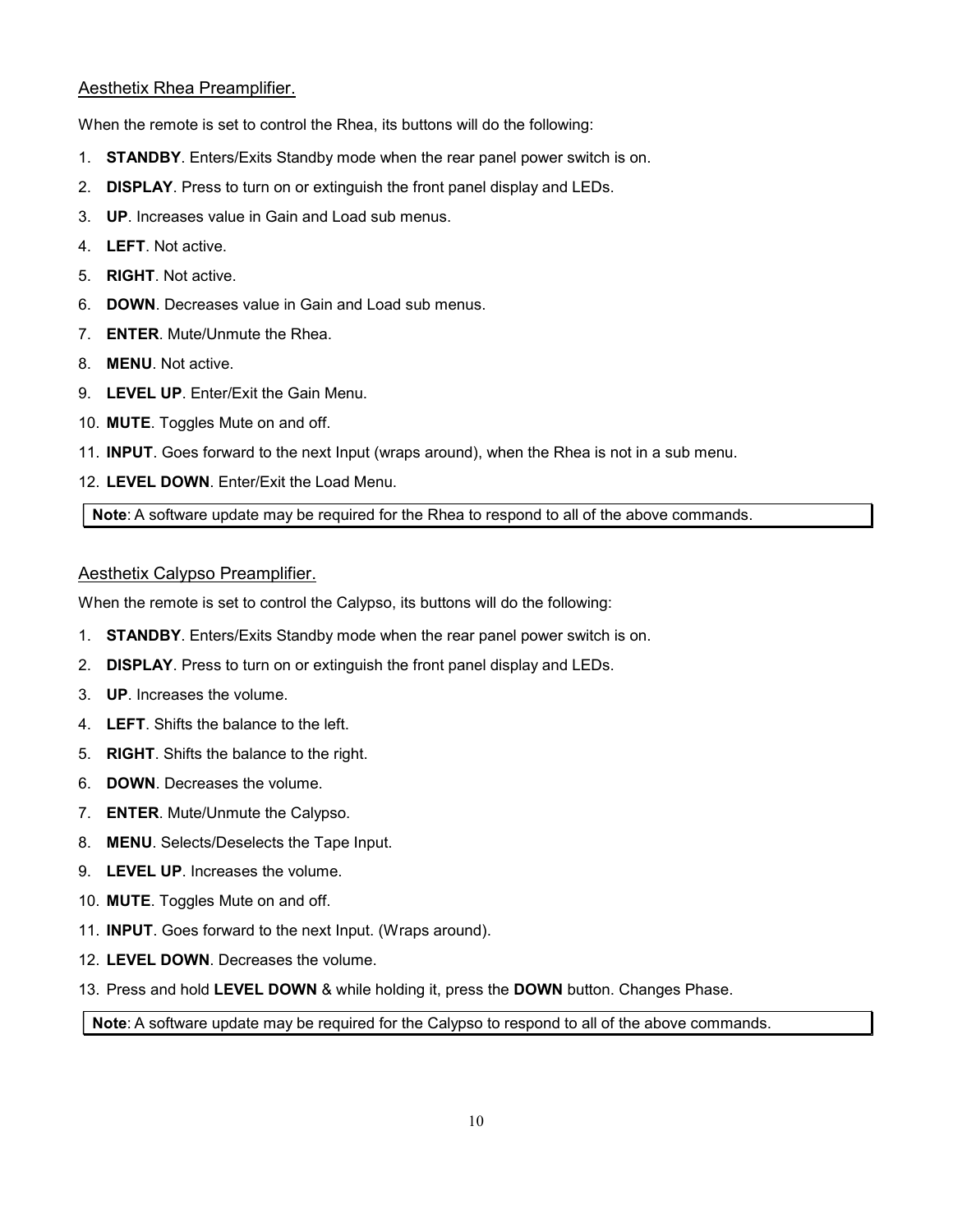## Aesthetix Rhea Preamplifier.

When the remote is set to control the Rhea, its buttons will do the following:

1. **STANDBY**. Enters/Exits Standby mode when the rear panel power switch is on.
2. **DISPLAY**. Press to turn on or extinguish the front panel display and LEDs.
3. **UP**. Increases value in Gain and Load sub menus.
4. **LEFT**. Not active.
5. **RIGHT**. Not active.
6. **DOWN**. Decreases value in Gain and Load sub menus.
7. **ENTER**. Mute/Unmute the Rhea.
8. **MENU**. Not active.
9. **LEVEL UP**. Enter/Exit the Gain Menu.
10. **MUTE**. Toggles Mute on and off.
11. **INPUT**. Goes forward to the next Input (wraps around), when the Rhea is not in a sub menu.
12. **LEVEL DOWN**. Enter/Exit the Load Menu.

> **Note**: A software update may be required for the Rhea to respond to all of the above commands.

## Aesthetix Calypso Preamplifier.

When the remote is set to control the Calypso, its buttons will do the following:

1. **STANDBY**. Enters/Exits Standby mode when the rear panel power switch is on.
2. **DISPLAY**. Press to turn on or extinguish the front panel display and LEDs.
3. **UP**. Increases the volume.
4. **LEFT**. Shifts the balance to the left.
5. **RIGHT**. Shifts the balance to the right.
6. **DOWN**. Decreases the volume.
7. **ENTER**. Mute/Unmute the Calypso.
8. **MENU**. Selects/Deselects the Tape Input.
9. **LEVEL UP**. Increases the volume.
10. **MUTE**. Toggles Mute on and off.
11. **INPUT**. Goes forward to the next Input. (Wraps around).
12. **LEVEL DOWN**. Decreases the volume.
13. Press and hold **LEVEL DOWN** & while holding it, press the **DOWN** button. Changes Phase.

> **Note**: A software update may be required for the Calypso to respond to all of the above commands.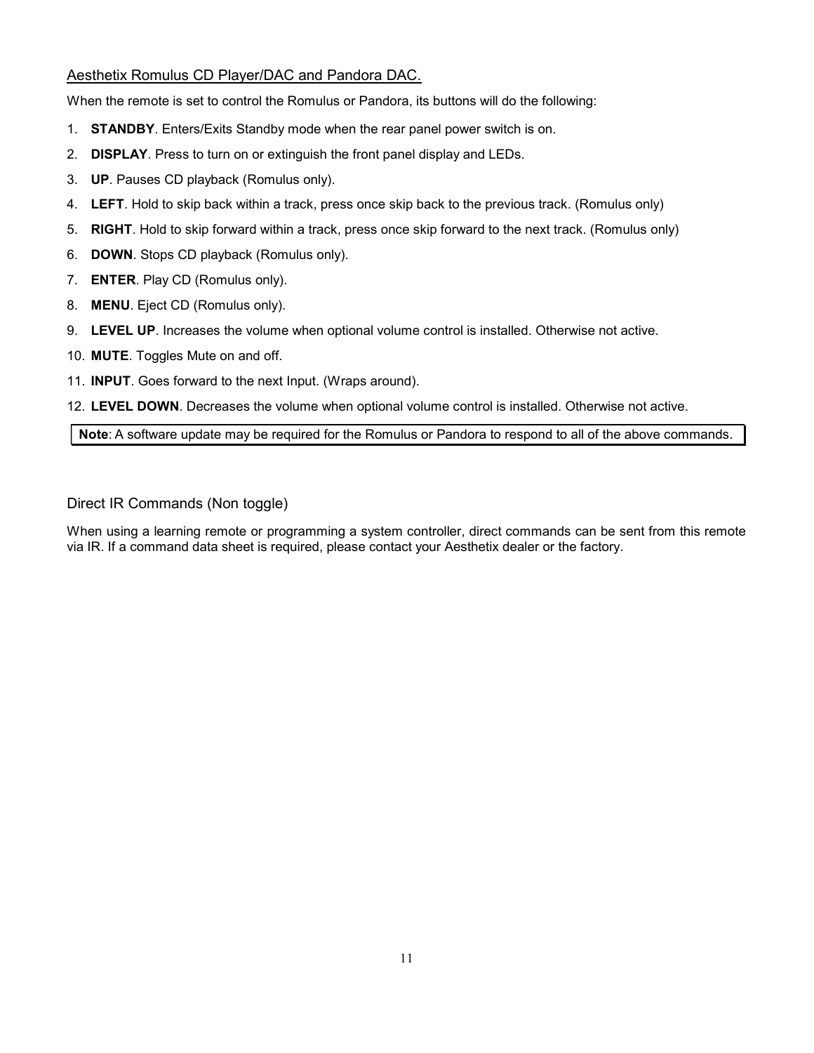## Aesthetix Romulus CD Player/DAC and Pandora DAC.

When the remote is set to control the Romulus or Pandora, its buttons will do the following:

1. **STANDBY**. Enters/Exits Standby mode when the rear panel power switch is on.
2. **DISPLAY**. Press to turn on or extinguish the front panel display and LEDs.
3. **UP**. Pauses CD playback (Romulus only).
4. **LEFT**. Hold to skip back within a track, press once skip back to the previous track. (Romulus only)
5. **RIGHT**. Hold to skip forward within a track, press once skip forward to the next track. (Romulus only)
6. **DOWN**. Stops CD playback (Romulus only).
7. **ENTER**. Play CD (Romulus only).
8. **MENU**. Eject CD (Romulus only).
9. **LEVEL UP**. Increases the volume when optional volume control is installed. Otherwise not active.
10. **MUTE**. Toggles Mute on and off.
11. **INPUT**. Goes forward to the next Input. (Wraps around).
12. **LEVEL DOWN**. Decreases the volume when optional volume control is installed. Otherwise not active.

**Note**: A software update may be required for the Romulus or Pandora to respond to all of the above commands.

## Direct IR Commands (Non toggle)

When using a learning remote or programming a system controller, direct commands can be sent from this remote via IR. If a command data sheet is required, please contact your Aesthetix dealer or the factory.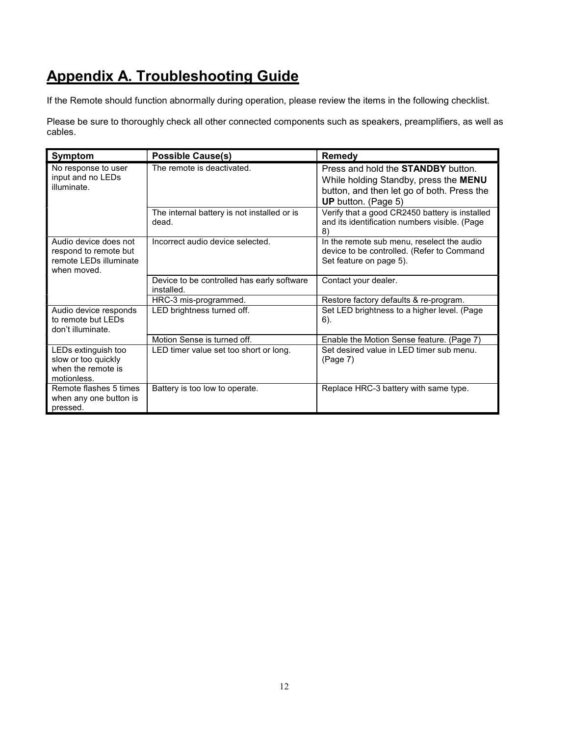# Appendix A. Troubleshooting Guide

If the Remote should function abnormally during operation, please review the items in the following checklist.

Please be sure to thoroughly check all other connected components such as speakers, preamplifiers, as well as cables.

| Symptom | Possible Cause(s) | Remedy |
|---|---|---|
| No response to user input and no LEDs illuminate. | The remote is deactivated. | Press and hold the **STANDBY** button. While holding Standby, press the **MENU** button, and then let go of both. Press the **UP** button. (Page 5) |
| | The internal battery is not installed or is dead. | Verify that a good CR2450 battery is installed and its identification numbers visible. (Page 8) |
| Audio device does not respond to remote but remote LEDs illuminate when moved. | Incorrect audio device selected. | In the remote sub menu, reselect the audio device to be controlled. (Refer to Command Set feature on page 5). |
| | Device to be controlled has early software installed. | Contact your dealer. |
| | HRC-3 mis-programmed. | Restore factory defaults & re-program. |
| Audio device responds to remote but LEDs don't illuminate. | LED brightness turned off. | Set LED brightness to a higher level. (Page 6). |
| | Motion Sense is turned off. | Enable the Motion Sense feature. (Page 7) |
| LEDs extinguish too slow or too quickly when the remote is motionless. | LED timer value set too short or long. | Set desired value in LED timer sub menu. (Page 7) |
| Remote flashes 5 times when any one button is pressed. | Battery is too low to operate. | Replace HRC-3 battery with same type. |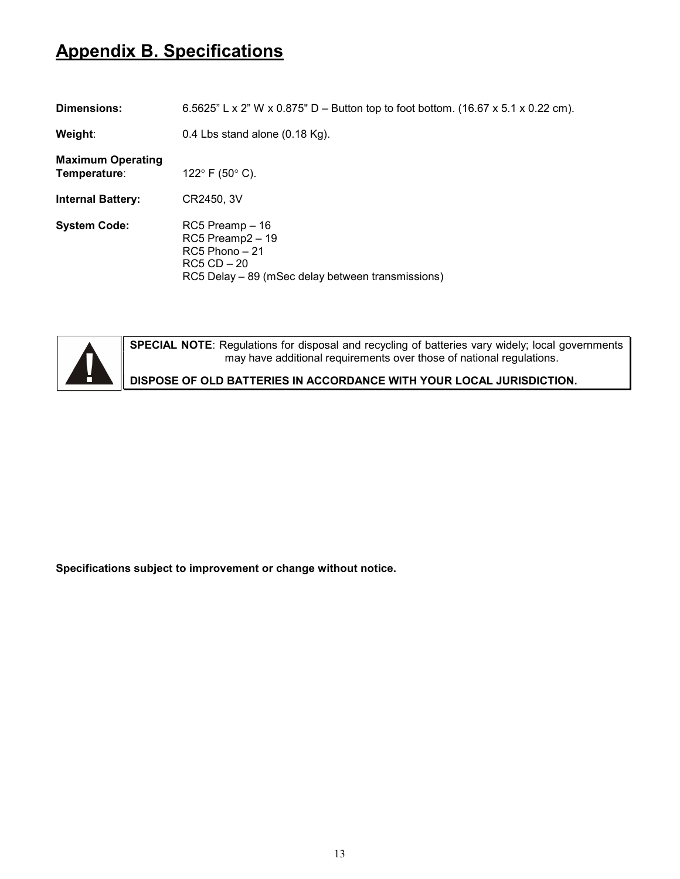# Appendix B. Specifications

| | |
|---|---|
| **Dimensions:** | 6.5625" L x 2" W x 0.875" D – Button top to foot bottom. (16.67 x 5.1 x 0.22 cm). |
| **Weight**: | 0.4 Lbs stand alone (0.18 Kg). |
| **Maximum Operating Temperature**: | 122° F (50° C). |
| **Internal Battery:** | CR2450, 3V |
| **System Code:** | RC5 Preamp – 16<br>RC5 Preamp2 – 19<br>RC5 Phono – 21<br>RC5 CD – 20<br>RC5 Delay – 89 (mSec delay between transmissions) |

> **!** **SPECIAL NOTE**: Regulations for disposal and recycling of batteries vary widely; local governments may have additional requirements over those of national regulations.
>
> **DISPOSE OF OLD BATTERIES IN ACCORDANCE WITH YOUR LOCAL JURISDICTION.**

**Specifications subject to improvement or change without notice.**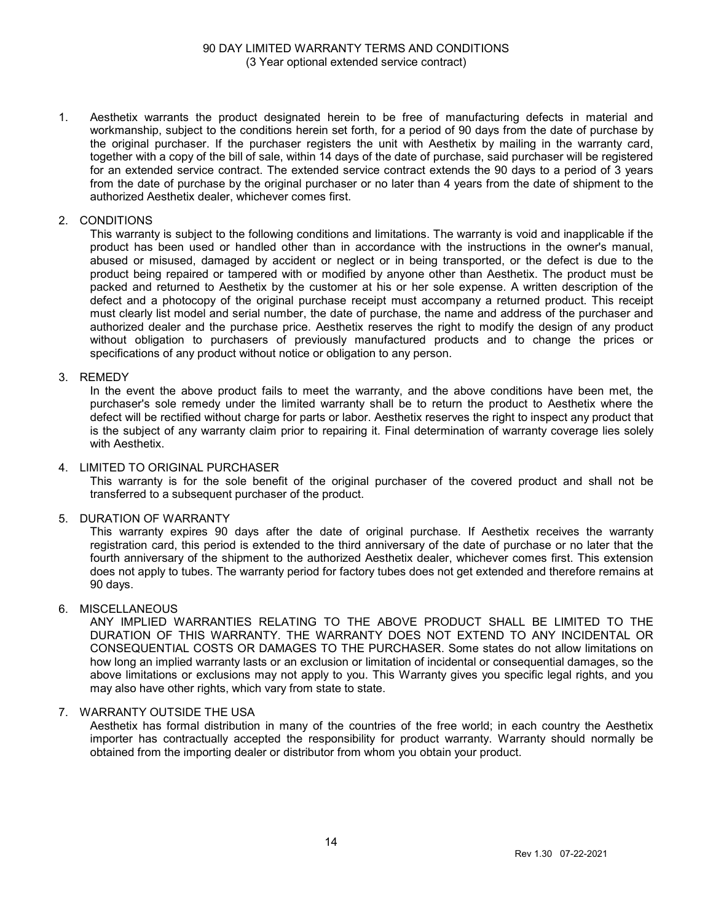# 90 DAY LIMITED WARRANTY TERMS AND CONDITIONS

(3 Year optional extended service contract)

1. Aesthetix warrants the product designated herein to be free of manufacturing defects in material and workmanship, subject to the conditions herein set forth, for a period of 90 days from the date of purchase by the original purchaser. If the purchaser registers the unit with Aesthetix by mailing in the warranty card, together with a copy of the bill of sale, within 14 days of the date of purchase, said purchaser will be registered for an extended service contract. The extended service contract extends the 90 days to a period of 3 years from the date of purchase by the original purchaser or no later than 4 years from the date of shipment to the authorized Aesthetix dealer, whichever comes first.

2. CONDITIONS

   This warranty is subject to the following conditions and limitations. The warranty is void and inapplicable if the product has been used or handled other than in accordance with the instructions in the owner's manual, abused or misused, damaged by accident or neglect or in being transported, or the defect is due to the product being repaired or tampered with or modified by anyone other than Aesthetix. The product must be packed and returned to Aesthetix by the customer at his or her sole expense. A written description of the defect and a photocopy of the original purchase receipt must accompany a returned product. This receipt must clearly list model and serial number, the date of purchase, the name and address of the purchaser and authorized dealer and the purchase price. Aesthetix reserves the right to modify the design of any product without obligation to purchasers of previously manufactured products and to change the prices or specifications of any product without notice or obligation to any person.

3. REMEDY

   In the event the above product fails to meet the warranty, and the above conditions have been met, the purchaser's sole remedy under the limited warranty shall be to return the product to Aesthetix where the defect will be rectified without charge for parts or labor. Aesthetix reserves the right to inspect any product that is the subject of any warranty claim prior to repairing it. Final determination of warranty coverage lies solely with Aesthetix.

4. LIMITED TO ORIGINAL PURCHASER

   This warranty is for the sole benefit of the original purchaser of the covered product and shall not be transferred to a subsequent purchaser of the product.

5. DURATION OF WARRANTY

   This warranty expires 90 days after the date of original purchase. If Aesthetix receives the warranty registration card, this period is extended to the third anniversary of the date of purchase or no later that the fourth anniversary of the shipment to the authorized Aesthetix dealer, whichever comes first. This extension does not apply to tubes. The warranty period for factory tubes does not get extended and therefore remains at 90 days.

6. MISCELLANEOUS

   ANY IMPLIED WARRANTIES RELATING TO THE ABOVE PRODUCT SHALL BE LIMITED TO THE DURATION OF THIS WARRANTY. THE WARRANTY DOES NOT EXTEND TO ANY INCIDENTAL OR CONSEQUENTIAL COSTS OR DAMAGES TO THE PURCHASER. Some states do not allow limitations on how long an implied warranty lasts or an exclusion or limitation of incidental or consequential damages, so the above limitations or exclusions may not apply to you. This Warranty gives you specific legal rights, and you may also have other rights, which vary from state to state.

7. WARRANTY OUTSIDE THE USA

   Aesthetix has formal distribution in many of the countries of the free world; in each country the Aesthetix importer has contractually accepted the responsibility for product warranty. Warranty should normally be obtained from the importing dealer or distributor from whom you obtain your product.

Rev 1.30 07-22-2021